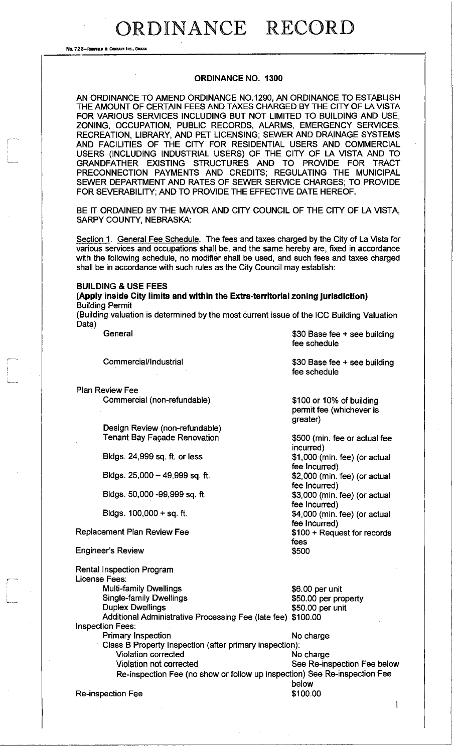# ORDINANCE RECORD

No. 72 8—Redfield & Company Inc., Omaha

## ORDINANCE NO. 1300

AN ORDINANCE TO AMEND ORDINANCE NO.1290, AN ORDINANCE TO ESTABLISH THE AMOUNT OF CERTAIN FEES AND TAXES CHARGED BY THE CITY OF LA VISTA FOR VARIOUS SERVICES INCLUDING BUT NOT LIMITED TO BUILDING AND USE, ZONING, OCCUPATION, PUBLIC RECORDS, ALARMS, EMERGENCY SERVICES, RECREATION, LIBRARY, AND PET LICENSING; SEWER AND DRAINAGE SYSTEMS AND FACILITIES OF THE CITY FOR RESIDENTIAL USERS AND COMMERCIAL USERS (INCLUDING INDUSTRIAL USERS) OF THE CITY OF LA VISTA AND TO GRANDFATHER EXISTING STRUCTURES AND TO PROVIDE FOR TRACT PRECONNECTION PAYMENTS AND CREDITS; REGULATING THE MUNICIPAL SEWER DEPARTMENT AND RATES OF SEWER SERVICE CHARGES; TO PROVIDE FOR SEVERABILITY; AND TO PROVIDE THE EFFECTIVE DATE HEREOF.

BE IT ORDAINED BY THE MAYOR AND CITY COUNCIL OF THE CITY OF LA VISTA, SARPY COUNTY, NEBRASKA:

Section 1. General Fee Schedule. The fees and taxes charged by the City of La Vista for various services and occupations shall be, and the same hereby are, fixed in accordance with the following schedule, no modifier shall be used, and such fees and taxes charged shall be in accordance with such rules as the City Council may establish:

**BUILDING & USE FEES**
**(Apply inside City limits and within the Extra-territorial zoning jurisdiction)**

Building Permit
(Building valuation is determined by the most current issue of the ICC Building Valuation Data)

| | |
|---|---|
| General | $30 Base fee + see building fee schedule |
| Commercial/Industrial | $30 Base fee + see building fee schedule |
| Plan Review Fee | |
| Commercial (non-refundable) | $100 or 10% of building permit fee (whichever is greater) |
| Design Review (non-refundable) | |
| Tenant Bay Façade Renovation | $500 (min. fee or actual fee incurred) |
| Bldgs. 24,999 sq. ft. or less | $1,000 (min. fee) (or actual fee Incurred) |
| Bldgs. 25,000 – 49,999 sq. ft. | $2,000 (min. fee) (or actual fee Incurred) |
| Bldgs. 50,000 -99,999 sq. ft. | $3,000 (min. fee) (or actual fee Incurred) |
| Bldgs. 100,000 + sq. ft. | $4,000 (min. fee) (or actual fee Incurred) |
| Replacement Plan Review Fee | $100 + Request for records fees |
| Engineer's Review | $500 |

Rental Inspection Program

| | |
|---|---|
| License Fees: | |
| Multi-family Dwellings | $6.00 per unit |
| Single-family Dwellings | $50.00 per property |
| Duplex Dwellings | $50.00 per unit |
| Additional Administrative Processing Fee (late fee) | $100.00 |
| Inspection Fees: | |
| Primary Inspection | No charge |
| Class B Property Inspection (after primary inspection): | |
| Violation corrected | No charge |
| Violation not corrected | See Re-inspection Fee below |
| Re-inspection Fee (no show or follow up inspection) | See Re-inspection Fee below |
| Re-inspection Fee | $100.00 |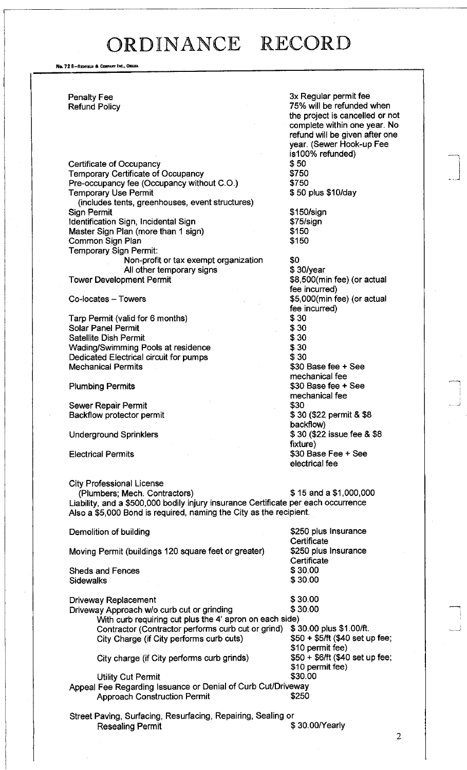# ORDINANCE RECORD

No. 72 8—REDFIELD & COMPANY INC., OMAHA

| | |
|---|---|
| Penalty Fee | 3x Regular permit fee |
| Refund Policy | 75% will be refunded when the project is cancelled or not complete within one year. No refund will be given after one year. (Sewer Hook-up Fee is100% refunded) |
| Certificate of Occupancy | $ 50 |
| Temporary Certificate of Occupancy | $750 |
| Pre-occupancy fee (Occupancy without C.O.) | $750 |
| Temporary Use Permit (includes tents, greenhouses, event structures) | $ 50 plus $10/day |
| Sign Permit | $150/sign |
| Identification Sign, Incidental Sign | $75/sign |
| Master Sign Plan (more than 1 sign) | $150 |
| Common Sign Plan | $150 |
| Temporary Sign Permit: | |
| Non-profit or tax exempt organization | $0 |
| All other temporary signs | $ 30/year |
| Tower Development Permit | $8,500(min fee) (or actual fee incurred) |
| Co-locates – Towers | $5,000(min fee) (or actual fee incurred) |
| Tarp Permit (valid for 6 months) | $ 30 |
| Solar Panel Permit | $ 30 |
| Satellite Dish Permit | $ 30 |
| Wading/Swimming Pools at residence | $ 30 |
| Dedicated Electrical circuit for pumps | $ 30 |
| Mechanical Permits | $30 Base fee + See mechanical fee |
| Plumbing Permits | $30 Base fee + See mechanical fee |
| Sewer Repair Permit | $30 |
| Backflow protector permit | $ 30 ($22 permit & $8 backflow) |
| Underground Sprinklers | $ 30 ($22 issue fee & $8 fixture) |
| Electrical Permits | $30 Base Fee + See electrical fee |

City Professional License
(Plumbers; Mech. Contractors) $ 15 and a $1,000,000 Liability, and a $500,000 bodily injury insurance Certificate per each occurrence
Also a $5,000 Bond is required, naming the City as the recipient.

| | |
|---|---|
| Demolition of building | $250 plus Insurance Certificate |
| Moving Permit (buildings 120 square feet or greater) | $250 plus Insurance Certificate |
| Sheds and Fences | $ 30.00 |
| Sidewalks | $ 30.00 |
| Driveway Replacement | $ 30.00 |
| Driveway Approach w/o curb cut or grinding | $ 30.00 |
| With curb requiring cut plus the 4' apron on each side) | |
| Contractor (Contractor performs curb cut or grind) | $ 30.00 plus $1.00/ft. |
| City Charge (if City performs curb cuts) | $50 + $5/ft ($40 set up fee; $10 permit fee) |
| City charge (if City performs curb grinds) | $50 + $6/ft ($40 set up fee; $10 permit fee) |
| Utility Cut Permit | $30.00 |
| Appeal Fee Regarding Issuance or Denial of Curb Cut/Driveway Approach Construction Permit | $250 |
| Street Paving, Surfacing, Resurfacing, Repairing, Sealing or Resealing Permit | $ 30.00/Yearly |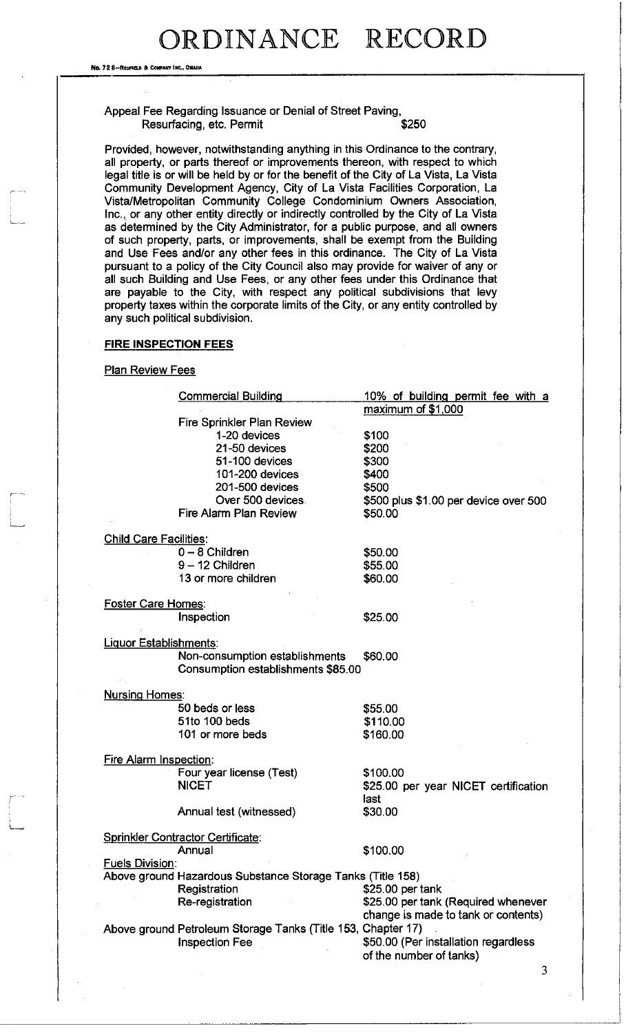Appeal Fee Regarding Issuance or Denial of Street Paving, Resurfacing, etc. Permit — $250

Provided, however, notwithstanding anything in this Ordinance to the contrary, all property, or parts thereof or improvements thereon, with respect to which legal title is or will be held by or for the benefit of the City of La Vista, La Vista Community Development Agency, City of La Vista Facilities Corporation, La Vista/Metropolitan Community College Condominium Owners Association, Inc., or any other entity directly or indirectly controlled by the City of La Vista as determined by the City Administrator, for a public purpose, and all owners of such property, parts, or improvements, shall be exempt from the Building and Use Fees and/or any other fees in this ordinance. The City of La Vista pursuant to a policy of the City Council also may provide for waiver of any or all such Building and Use Fees, or any other fees under this Ordinance that are payable to the City, with respect any political subdivisions that levy property taxes within the corporate limits of the City, or any entity controlled by any such political subdivision.

**FIRE INSPECTION FEES**

Plan Review Fees

| | |
|---|---|
| Commercial Building | 10% of building permit fee with a maximum of $1,000 |
| Fire Sprinkler Plan Review | |
| 1-20 devices | $100 |
| 21-50 devices | $200 |
| 51-100 devices | $300 |
| 101-200 devices | $400 |
| 201-500 devices | $500 |
| Over 500 devices | $500 plus $1.00 per device over 500 |
| Fire Alarm Plan Review | $50.00 |

Child Care Facilities:

| | |
|---|---|
| 0 – 8 Children | $50.00 |
| 9 – 12 Children | $55.00 |
| 13 or more children | $60.00 |

Foster Care Homes:

| | |
|---|---|
| Inspection | $25.00 |

Liquor Establishments:

| | |
|---|---|
| Non-consumption establishments | $60.00 |
| Consumption establishments | $85.00 |

Nursing Homes:

| | |
|---|---|
| 50 beds or less | $55.00 |
| 51to 100 beds | $110.00 |
| 101 or more beds | $160.00 |

Fire Alarm Inspection:

| | |
|---|---|
| Four year license (Test) | $100.00 |
| NICET | $25.00 per year NICET certification last |
| Annual test (witnessed) | $30.00 |

Sprinkler Contractor Certificate:

| | |
|---|---|
| Annual | $100.00 |

Fuels Division:

Above ground Hazardous Substance Storage Tanks (Title 158)

| | |
|---|---|
| Registration | $25.00 per tank |
| Re-registration | $25.00 per tank (Required whenever change is made to tank or contents) |

Above ground Petroleum Storage Tanks (Title 153, Chapter 17)

| | |
|---|---|
| Inspection Fee | $50.00 (Per installation regardless of the number of tanks) |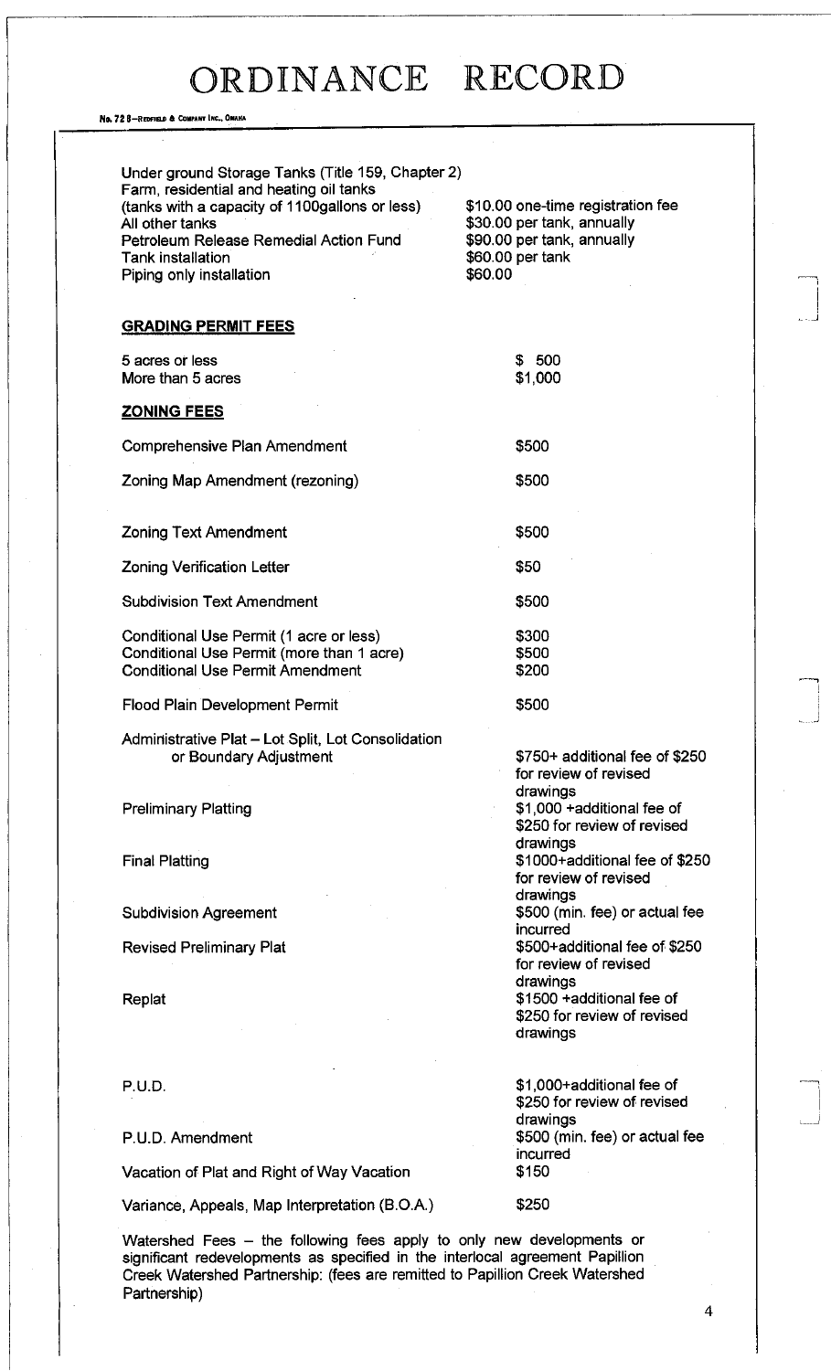# ORDINANCE RECORD

No. 72 8—Redfield & Company Inc., Omaha

| Under ground Storage Tanks (Title 159, Chapter 2) | |
|---|---|
| Farm, residential and heating oil tanks (tanks with a capacity of 1100gallons or less) | $10.00 one-time registration fee |
| All other tanks | $30.00 per tank, annually |
| Petroleum Release Remedial Action Fund | $90.00 per tank, annually |
| Tank installation | $60.00 per tank |
| Piping only installation | $60.00 |

**GRADING PERMIT FEES**

| | |
|---|---|
| 5 acres or less | $ 500 |
| More than 5 acres | $1,000 |

**ZONING FEES**

| | |
|---|---|
| Comprehensive Plan Amendment | $500 |
| Zoning Map Amendment (rezoning) | $500 |
| Zoning Text Amendment | $500 |
| Zoning Verification Letter | $50 |
| Subdivision Text Amendment | $500 |
| Conditional Use Permit (1 acre or less) | $300 |
| Conditional Use Permit (more than 1 acre) | $500 |
| Conditional Use Permit Amendment | $200 |
| Flood Plain Development Permit | $500 |
| Administrative Plat – Lot Split, Lot Consolidation or Boundary Adjustment | $750+ additional fee of $250 for review of revised drawings |
| Preliminary Platting | $1,000 +additional fee of $250 for review of revised drawings |
| Final Platting | $1000+additional fee of $250 for review of revised drawings |
| Subdivision Agreement | $500 (min. fee) or actual fee incurred |
| Revised Preliminary Plat | $500+additional fee of $250 for review of revised drawings |
| Replat | $1500 +additional fee of $250 for review of revised drawings |
| P.U.D. | $1,000+additional fee of $250 for review of revised drawings |
| P.U.D. Amendment | $500 (min. fee) or actual fee incurred |
| Vacation of Plat and Right of Way Vacation | $150 |
| Variance, Appeals, Map Interpretation (B.O.A.) | $250 |

Watershed Fees – the following fees apply to only new developments or significant redevelopments as specified in the interlocal agreement Papillion Creek Watershed Partnership: (fees are remitted to Papillion Creek Watershed Partnership)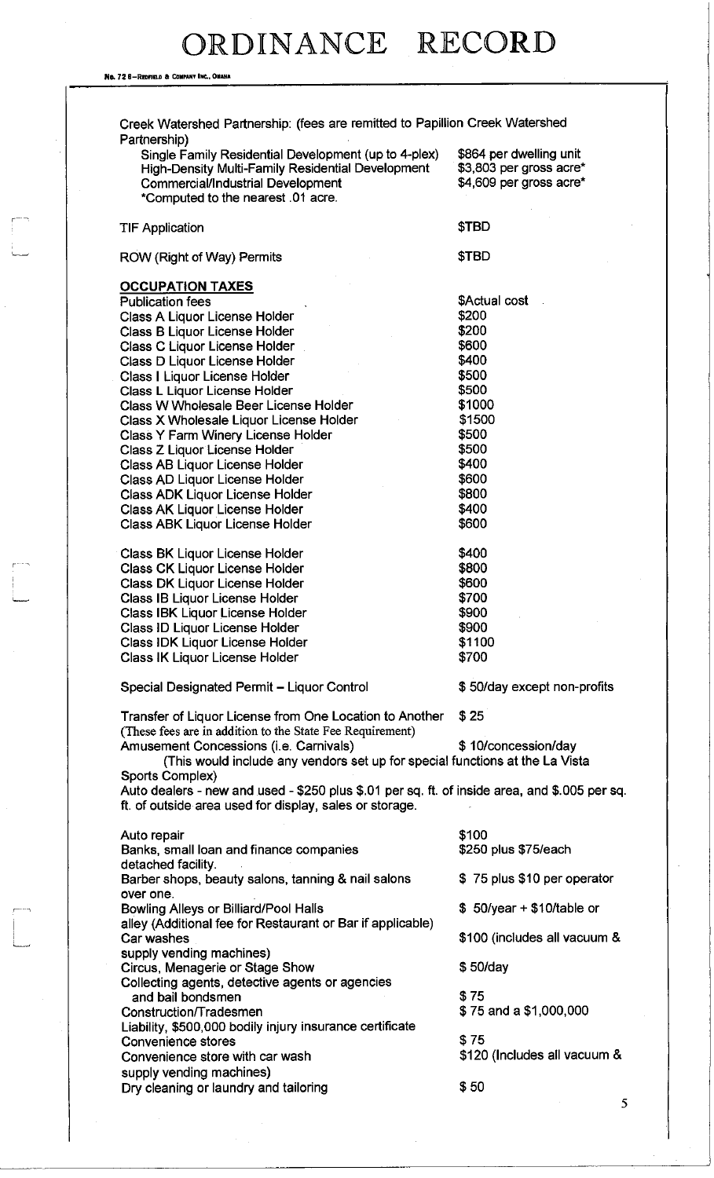Creek Watershed Partnership: (fees are remitted to Papillion Creek Watershed Partnership)

| | |
|---|---|
| Single Family Residential Development (up to 4-plex) | $864 per dwelling unit |
| High-Density Multi-Family Residential Development | $3,803 per gross acre* |
| Commercial/Industrial Development | $4,609 per gross acre* |

*Computed to the nearest .01 acre.

| | |
|---|---|
| TIF Application | $TBD |
| ROW (Right of Way) Permits | $TBD |

**OCCUPATION TAXES**

| | |
|---|---|
| Publication fees | $Actual cost |
| Class A Liquor License Holder | $200 |
| Class B Liquor License Holder | $200 |
| Class C Liquor License Holder | $600 |
| Class D Liquor License Holder | $400 |
| Class I Liquor License Holder | $500 |
| Class L Liquor License Holder | $500 |
| Class W Wholesale Beer License Holder | $1000 |
| Class X Wholesale Liquor License Holder | $1500 |
| Class Y Farm Winery License Holder | $500 |
| Class Z Liquor License Holder | $500 |
| Class AB Liquor License Holder | $400 |
| Class AD Liquor License Holder | $600 |
| Class ADK Liquor License Holder | $800 |
| Class AK Liquor License Holder | $400 |
| Class ABK Liquor License Holder | $600 |
| Class BK Liquor License Holder | $400 |
| Class CK Liquor License Holder | $800 |
| Class DK Liquor License Holder | $600 |
| Class IB Liquor License Holder | $700 |
| Class IBK Liquor License Holder | $900 |
| Class ID Liquor License Holder | $900 |
| Class IDK Liquor License Holder | $1100 |
| Class IK Liquor License Holder | $700 |

| | |
|---|---|
| Special Designated Permit – Liquor Control | $ 50/day except non-profits |
| Transfer of Liquor License from One Location to Another (These fees are in addition to the State Fee Requirement) | $ 25 |
| Amusement Concessions (i.e. Carnivals) | $ 10/concession/day |

(This would include any vendors set up for special functions at the La Vista Sports Complex)

Auto dealers - new and used - $250 plus $.01 per sq. ft. of inside area, and $.005 per sq. ft. of outside area used for display, sales or storage.

| | |
|---|---|
| Auto repair | $100 |
| Banks, small loan and finance companies | $250 plus $75/each detached facility. |
| Barber shops, beauty salons, tanning & nail salons | $ 75 plus $10 per operator over one. |
| Bowling Alleys or Billiard/Pool Halls | $ 50/year + $10/table or alley (Additional fee for Restaurant or Bar if applicable) |
| Car washes | $100 (includes all vacuum & supply vending machines) |
| Circus, Menagerie or Stage Show | $ 50/day |
| Collecting agents, detective agents or agencies and bail bondsmen | $ 75 |
| Construction/Tradesmen | $ 75 and a $1,000,000 Liability, $500,000 bodily injury insurance certificate |
| Convenience stores | $ 75 |
| Convenience store with car wash | $120 (Includes all vacuum & supply vending machines) |
| Dry cleaning or laundry and tailoring | $ 50 |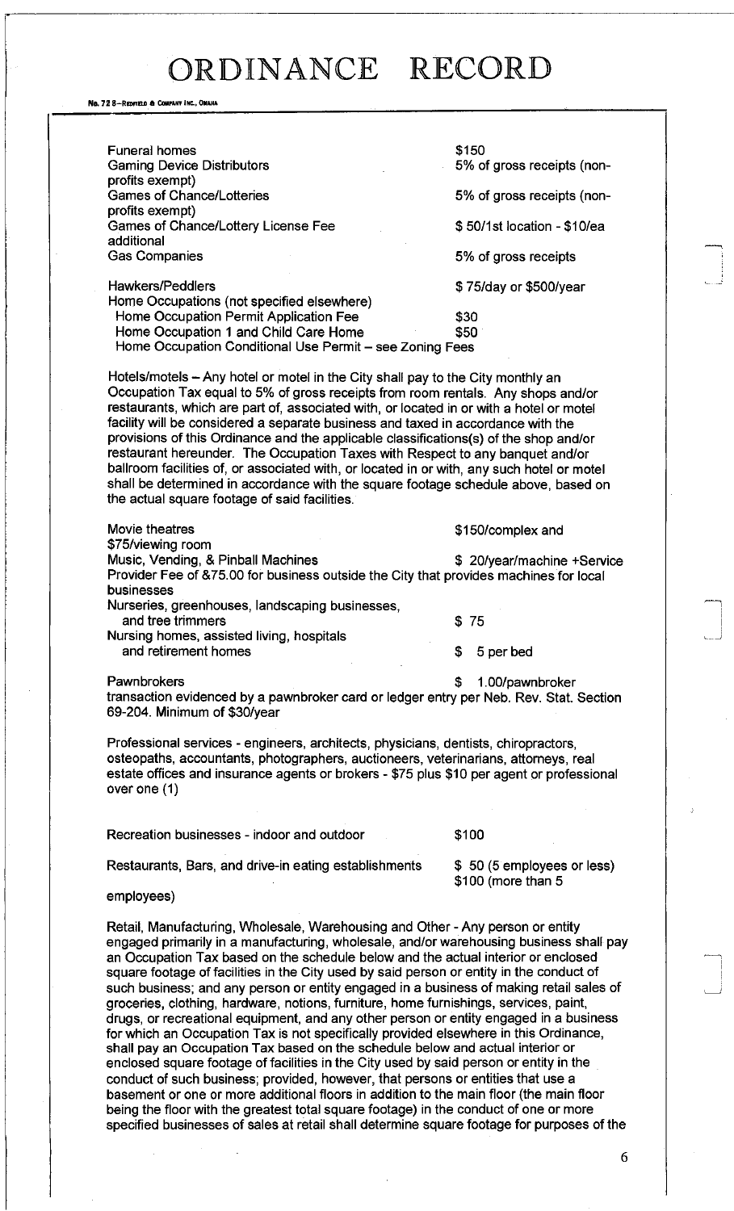# ORDINANCE RECORD

| | |
|---|---|
| Funeral homes | $150 |
| Gaming Device Distributors | 5% of gross receipts (non-profits exempt) |
| Games of Chance/Lotteries | 5% of gross receipts (non-profits exempt) |
| Games of Chance/Lottery License Fee | $ 50/1st location - $10/ea additional |
| Gas Companies | 5% of gross receipts |
| Hawkers/Peddlers | $ 75/day or $500/year |
| Home Occupations (not specified elsewhere) | |
| Home Occupation Permit Application Fee | $30 |
| Home Occupation 1 and Child Care Home | $50 |
| Home Occupation Conditional Use Permit – see Zoning Fees | |

Hotels/motels – Any hotel or motel in the City shall pay to the City monthly an Occupation Tax equal to 5% of gross receipts from room rentals. Any shops and/or restaurants, which are part of, associated with, or located in or with a hotel or motel facility will be considered a separate business and taxed in accordance with the provisions of this Ordinance and the applicable classifications(s) of the shop and/or restaurant hereunder. The Occupation Taxes with Respect to any banquet and/or ballroom facilities of, or associated with, or located in or with, any such hotel or motel shall be determined in accordance with the square footage schedule above, based on the actual square footage of said facilities.

| | |
|---|---|
| Movie theatres | $150/complex and $75/viewing room |
| Music, Vending, & Pinball Machines | $ 20/year/machine +Service Provider Fee of &75.00 for business outside the City that provides machines for local businesses |
| Nurseries, greenhouses, landscaping businesses, and tree trimmers | $ 75 |
| Nursing homes, assisted living, hospitals and retirement homes | $ 5 per bed |
| Pawnbrokers | $ 1.00/pawnbroker transaction evidenced by a pawnbroker card or ledger entry per Neb. Rev. Stat. Section 69-204. Minimum of $30/year |

Professional services - engineers, architects, physicians, dentists, chiropractors, osteopaths, accountants, photographers, auctioneers, veterinarians, attorneys, real estate offices and insurance agents or brokers - $75 plus $10 per agent or professional over one (1)

| | |
|---|---|
| Recreation businesses - indoor and outdoor | $100 |
| Restaurants, Bars, and drive-in eating establishments | $ 50 (5 employees or less) $100 (more than 5 employees) |

Retail, Manufacturing, Wholesale, Warehousing and Other - Any person or entity engaged primarily in a manufacturing, wholesale, and/or warehousing business shall pay an Occupation Tax based on the schedule below and the actual interior or enclosed square footage of facilities in the City used by said person or entity in the conduct of such business; and any person or entity engaged in a business of making retail sales of groceries, clothing, hardware, notions, furniture, home furnishings, services, paint, drugs, or recreational equipment, and any other person or entity engaged in a business for which an Occupation Tax is not specifically provided elsewhere in this Ordinance, shall pay an Occupation Tax based on the schedule below and actual interior or enclosed square footage of facilities in the City used by said person or entity in the conduct of such business; provided, however, that persons or entities that use a basement or one or more additional floors in addition to the main floor (the main floor being the floor with the greatest total square footage) in the conduct of one or more specified businesses of sales at retail shall determine square footage for purposes of the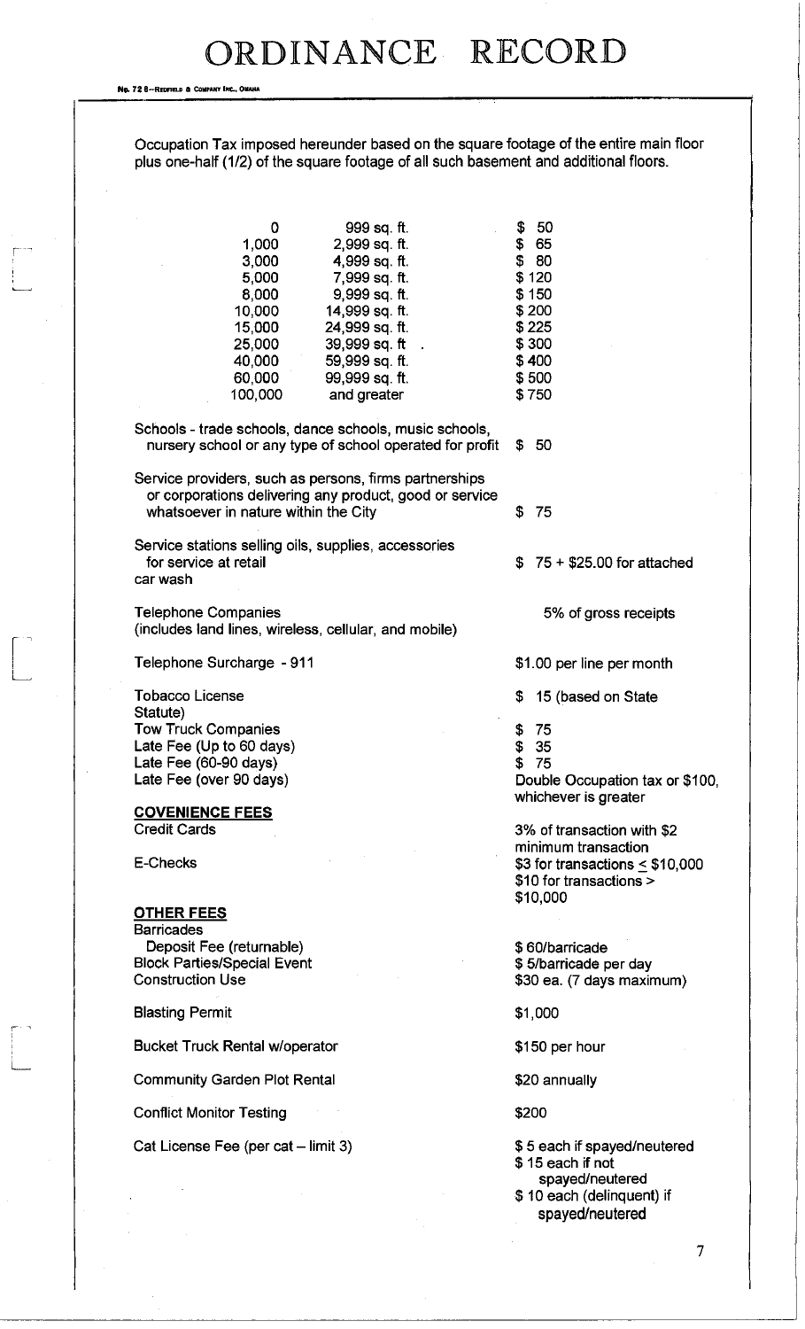# ORDINANCE RECORD

Occupation Tax imposed hereunder based on the square footage of the entire main floor plus one-half (1/2) of the square footage of all such basement and additional floors.

| | | |
|---|---|---|
| 0 | 999 sq. ft. | $ 50 |
| 1,000 | 2,999 sq. ft. | $ 65 |
| 3,000 | 4,999 sq. ft. | $ 80 |
| 5,000 | 7,999 sq. ft. | $ 120 |
| 8,000 | 9,999 sq. ft. | $ 150 |
| 10,000 | 14,999 sq. ft. | $ 200 |
| 15,000 | 24,999 sq. ft. | $ 225 |
| 25,000 | 39,999 sq. ft | $ 300 |
| 40,000 | 59,999 sq. ft. | $ 400 |
| 60,000 | 99,999 sq. ft. | $ 500 |
| 100,000 | and greater | $ 750 |

| | |
|---|---|
| Schools - trade schools, dance schools, music schools, nursery school or any type of school operated for profit | $ 50 |
| Service providers, such as persons, firms partnerships or corporations delivering any product, good or service whatsoever in nature within the City | $ 75 |
| Service stations selling oils, supplies, accessories for service at retail car wash | $ 75 + $25.00 for attached |
| Telephone Companies (includes land lines, wireless, cellular, and mobile) | 5% of gross receipts |
| Telephone Surcharge - 911 | $1.00 per line per month |
| Tobacco License | $ 15 (based on State Statute) |
| Tow Truck Companies | $ 75 |
| Late Fee (Up to 60 days) | $ 35 |
| Late Fee (60-90 days) | $ 75 |
| Late Fee (over 90 days) | Double Occupation tax or $100, whichever is greater |

**COVENIENCE FEES**

| | |
|---|---|
| Credit Cards | 3% of transaction with $2 minimum transaction |
| E-Checks | $3 for transactions ≤ $10,000<br>$10 for transactions > $10,000 |

**OTHER FEES**

| | |
|---|---|
| Barricades | |
| Deposit Fee (returnable) | $ 60/barricade |
| Block Parties/Special Event | $ 5/barricade per day |
| Construction Use | $30 ea. (7 days maximum) |
| Blasting Permit | $1,000 |
| Bucket Truck Rental w/operator | $150 per hour |
| Community Garden Plot Rental | $20 annually |
| Conflict Monitor Testing | $200 |
| Cat License Fee (per cat – limit 3) | $ 5 each if spayed/neutered<br>$ 15 each if not spayed/neutered<br>$ 10 each (delinquent) if spayed/neutered |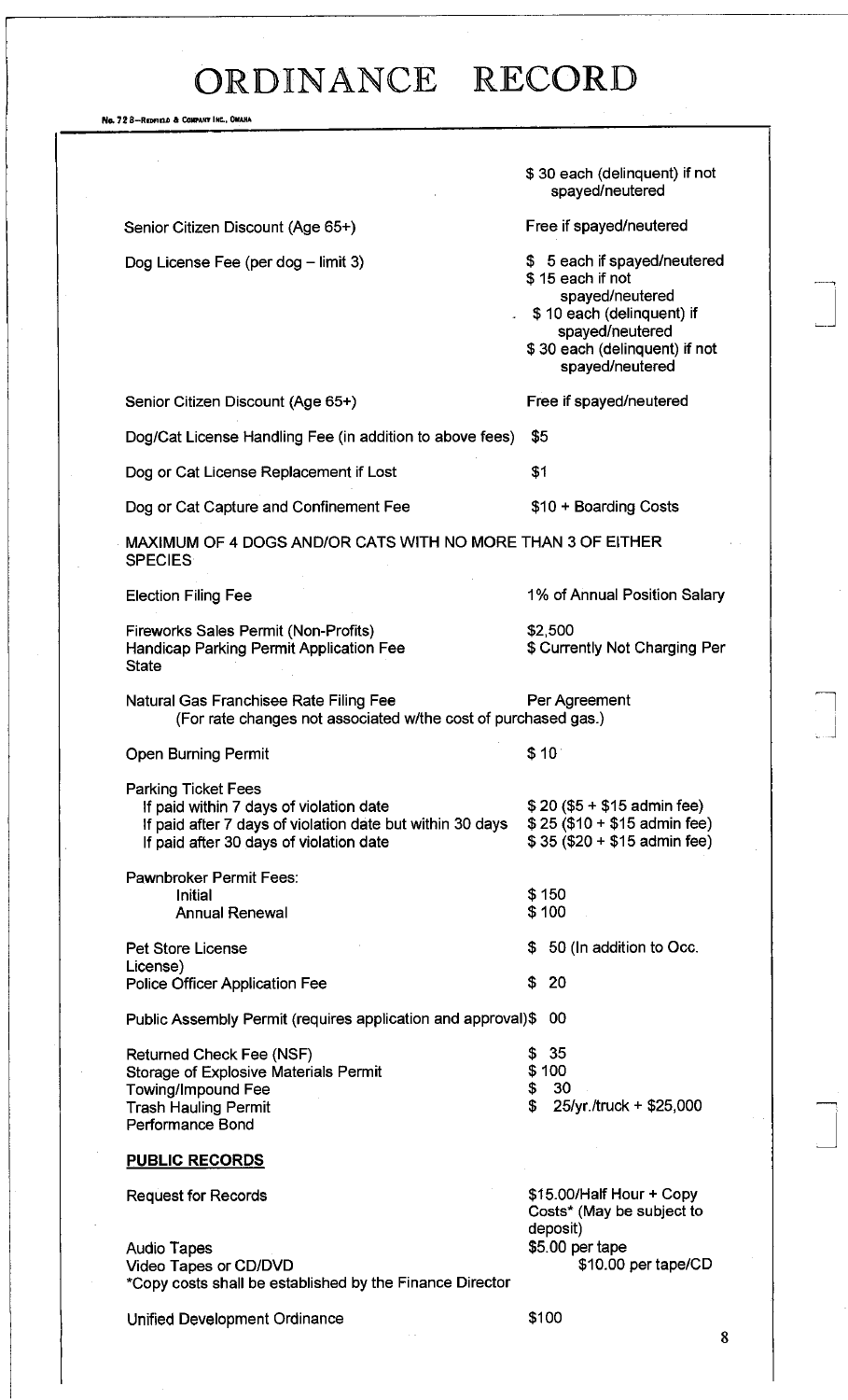| | |
|---|---|
| | $ 30 each (delinquent) if not spayed/neutered |
| Senior Citizen Discount (Age 65+) | Free if spayed/neutered |
| Dog License Fee (per dog – limit 3) | $ 5 each if spayed/neutered<br>$ 15 each if not spayed/neutered<br>$ 10 each (delinquent) if spayed/neutered<br>$ 30 each (delinquent) if not spayed/neutered |
| Senior Citizen Discount (Age 65+) | Free if spayed/neutered |
| Dog/Cat License Handling Fee (in addition to above fees) | $5 |
| Dog or Cat License Replacement if Lost | $1 |
| Dog or Cat Capture and Confinement Fee | $10 + Boarding Costs |

MAXIMUM OF 4 DOGS AND/OR CATS WITH NO MORE THAN 3 OF EITHER SPECIES

| | |
|---|---|
| Election Filing Fee | 1% of Annual Position Salary |
| Fireworks Sales Permit (Non-Profits) | $2,500 |
| Handicap Parking Permit Application Fee | $ Currently Not Charging Per State |
| Natural Gas Franchisee Rate Filing Fee<br>(For rate changes not associated w/the cost of purchased gas.) | Per Agreement |
| Open Burning Permit | $ 10 |
| Parking Ticket Fees | |
| If paid within 7 days of violation date | $ 20 ($5 + $15 admin fee) |
| If paid after 7 days of violation date but within 30 days | $ 25 ($10 + $15 admin fee) |
| If paid after 30 days of violation date | $ 35 ($20 + $15 admin fee) |
| Pawnbroker Permit Fees: | |
| Initial | $ 150 |
| Annual Renewal | $ 100 |
| Pet Store License | $ 50 (In addition to Occ. License) |
| Police Officer Application Fee | $ 20 |
| Public Assembly Permit (requires application and approval) | $ 00 |
| Returned Check Fee (NSF) | $ 35 |
| Storage of Explosive Materials Permit | $ 100 |
| Towing/Impound Fee | $ 30 |
| Trash Hauling Permit Performance Bond | $ 25/yr./truck + $25,000 |

**PUBLIC RECORDS**

| | |
|---|---|
| Request for Records | $15.00/Half Hour + Copy Costs* (May be subject to deposit) |
| Audio Tapes | $5.00 per tape |
| Video Tapes or CD/DVD | $10.00 per tape/CD |

*Copy costs shall be established by the Finance Director

| | |
|---|---|
| Unified Development Ordinance | $100 |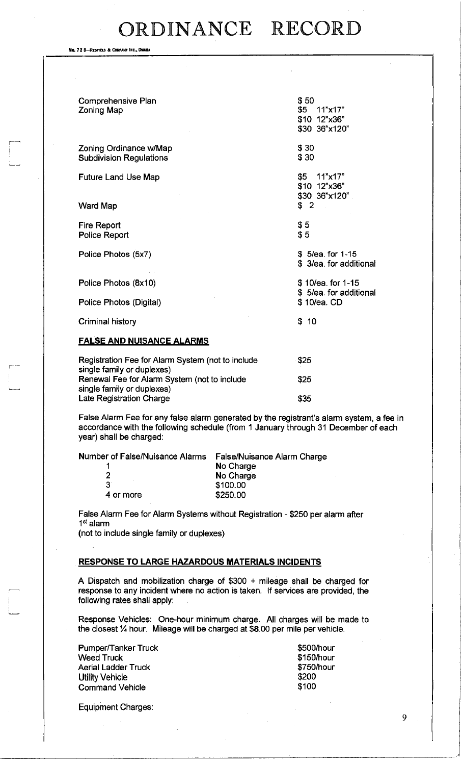# ORDINANCE RECORD

| | |
|---|---|
| Comprehensive Plan | $ 50 |
| Zoning Map | $5 11"x17"<br>$10 12"x36"<br>$30 36"x120" |
| Zoning Ordinance w/Map | $ 30 |
| Subdivision Regulations | $ 30 |
| Future Land Use Map | $5 11"x17"<br>$10 12"x36"<br>$30 36"x120" |
| Ward Map | $ 2 |
| Fire Report | $ 5 |
| Police Report | $ 5 |
| Police Photos (5x7) | $ 5/ea. for 1-15<br>$ 3/ea. for additional |
| Police Photos (8x10) | $ 10/ea. for 1-15<br>$ 5/ea. for additional |
| Police Photos (Digital) | $ 10/ea. CD |
| Criminal history | $ 10 |

**FALSE AND NUISANCE ALARMS**

| | |
|---|---|
| Registration Fee for Alarm System (not to include single family or duplexes) | $25 |
| Renewal Fee for Alarm System (not to include single family or duplexes) | $25 |
| Late Registration Charge | $35 |

False Alarm Fee for any false alarm generated by the registrant's alarm system, a fee in accordance with the following schedule (from 1 January through 31 December of each year) shall be charged:

| Number of False/Nuisance Alarms | False/Nuisance Alarm Charge |
|---|---|
| 1 | No Charge |
| 2 | No Charge |
| 3 | $100.00 |
| 4 or more | $250.00 |

False Alarm Fee for Alarm Systems without Registration - $250 per alarm after 1st alarm
(not to include single family or duplexes)

**RESPONSE TO LARGE HAZARDOUS MATERIALS INCIDENTS**

A Dispatch and mobilization charge of $300 + mileage shall be charged for response to any incident where no action is taken. If services are provided, the following rates shall apply:

Response Vehicles: One-hour minimum charge. All charges will be made to the closest ¼ hour. Mileage will be charged at $8.00 per mile per vehicle.

| | |
|---|---|
| Pumper/Tanker Truck | $500/hour |
| Weed Truck | $150/hour |
| Aerial Ladder Truck | $750/hour |
| Utility Vehicle | $200 |
| Command Vehicle | $100 |

Equipment Charges: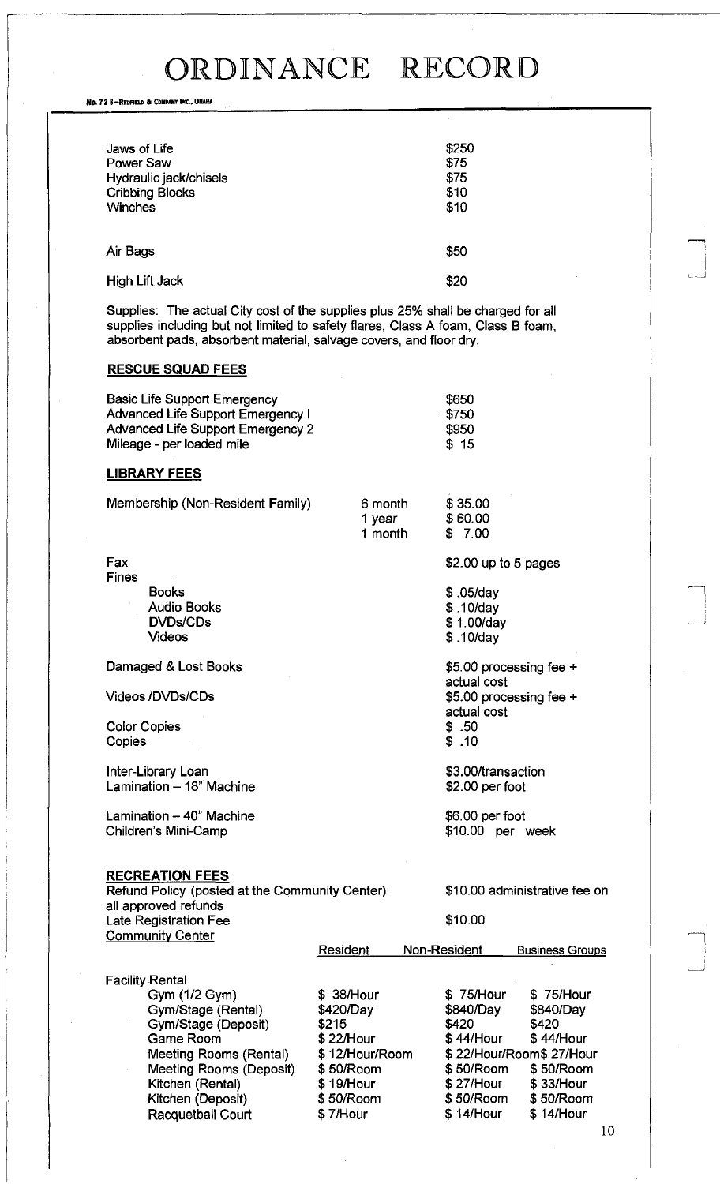# ORDINANCE RECORD

| | |
|---|---|
| Jaws of Life | $250 |
| Power Saw | $75 |
| Hydraulic jack/chisels | $75 |
| Cribbing Blocks | $10 |
| Winches | $10 |
| Air Bags | $50 |
| High Lift Jack | $20 |

Supplies: The actual City cost of the supplies plus 25% shall be charged for all supplies including but not limited to safety flares, Class A foam, Class B foam, absorbent pads, absorbent material, salvage covers, and floor dry.

**RESCUE SQUAD FEES**

| | |
|---|---|
| Basic Life Support Emergency | $650 |
| Advanced Life Support Emergency I | $750 |
| Advanced Life Support Emergency 2 | $950 |
| Mileage - per loaded mile | $ 15 |

**LIBRARY FEES**

| | | |
|---|---|---|
| Membership (Non-Resident Family) | 6 month | $ 35.00 |
| | 1 year | $ 60.00 |
| | 1 month | $ 7.00 |
| Fax | | $2.00 up to 5 pages |
| Fines | | |
| Books | | $ .05/day |
| Audio Books | | $ .10/day |
| DVDs/CDs | | $ 1.00/day |
| Videos | | $ .10/day |
| Damaged & Lost Books | | $5.00 processing fee + actual cost |
| Videos /DVDs/CDs | | $5.00 processing fee + actual cost |
| Color Copies | | $ .50 |
| Copies | | $ .10 |
| Inter-Library Loan | | $3.00/transaction |
| Lamination – 18" Machine | | $2.00 per foot |
| Lamination – 40" Machine | | $6.00 per foot |
| Children's Mini-Camp | | $10.00 per week |

**RECREATION FEES**

Refund Policy (posted at the Community Center) — $10.00 administrative fee on all approved refunds

Late Registration Fee — $10.00

Community Center

| | Resident | Non-Resident | Business Groups |
|---|---|---|---|
| Facility Rental | | | |
| Gym (1/2 Gym) | $ 38/Hour | $ 75/Hour | $ 75/Hour |
| Gym/Stage (Rental) | $420/Day | $840/Day | $840/Day |
| Gym/Stage (Deposit) | $215 | $420 | $420 |
| Game Room | $ 22/Hour | $ 44/Hour | $ 44/Hour |
| Meeting Rooms (Rental) | $ 12/Hour/Room | $ 22/Hour/Room | $ 27/Hour |
| Meeting Rooms (Deposit) | $ 50/Room | $ 50/Room | $ 50/Room |
| Kitchen (Rental) | $ 19/Hour | $ 27/Hour | $ 33/Hour |
| Kitchen (Deposit) | $ 50/Room | $ 50/Room | $ 50/Room |
| Racquetball Court | $ 7/Hour | $ 14/Hour | $ 14/Hour |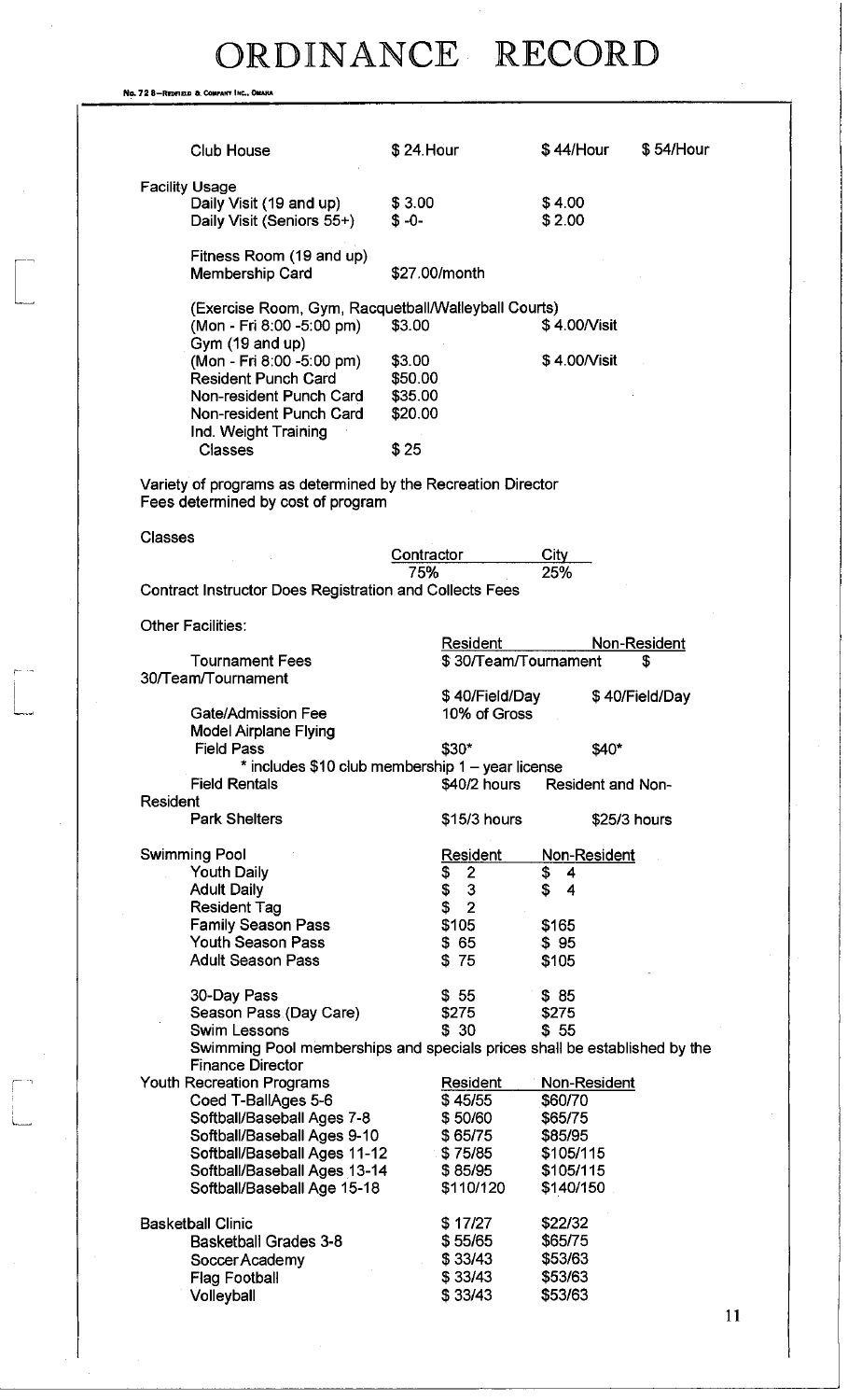# ORDINANCE RECORD

| | | | |
|---|---|---|---|
| Club House | $ 24.Hour | $ 44/Hour | $ 54/Hour |

Facility Usage

| | | |
|---|---|---|
| Daily Visit (19 and up) | $ 3.00 | $ 4.00 |
| Daily Visit (Seniors 55+) | $ -0- | $ 2.00 |

| | |
|---|---|
| Fitness Room (19 and up) | |
| Membership Card | $27.00/month |

(Exercise Room, Gym, Racquetball/Walleyball Courts)

| | | |
|---|---|---|
| (Mon - Fri 8:00 -5:00 pm) | $3.00 | $ 4.00/Visit |
| Gym (19 and up) | | |
| (Mon - Fri 8:00 -5:00 pm) | $3.00 | $ 4.00/Visit |
| Resident Punch Card | $50.00 | |
| Non-resident Punch Card | $35.00 | |
| Non-resident Punch Card | $20.00 | |
| Ind. Weight Training Classes | $ 25 | |

Variety of programs as determined by the Recreation Director
Fees determined by cost of program

Classes

| Contractor | City |
|---|---|
| 75% | 25% |

Contract Instructor Does Registration and Collects Fees

Other Facilities:

| | Resident | Non-Resident |
|---|---|---|
| Tournament Fees | $ 30/Team/Tournament | $ 30/Team/Tournament |
| | $ 40/Field/Day | $ 40/Field/Day |
| Gate/Admission Fee | 10% of Gross | |
| Model Airplane Flying Field Pass | $30* | $40* |

\* includes $10 club membership 1 – year license

| | | |
|---|---|---|
| Field Rentals | $40/2 hours | Resident and Non-Resident |
| Park Shelters | $15/3 hours | $25/3 hours |

| Swimming Pool | Resident | Non-Resident |
|---|---|---|
| Youth Daily | $ 2 | $ 4 |
| Adult Daily | $ 3 | $ 4 |
| Resident Tag | $ 2 | |
| Family Season Pass | $105 | $165 |
| Youth Season Pass | $ 65 | $ 95 |
| Adult Season Pass | $ 75 | $105 |
| 30-Day Pass | $ 55 | $ 85 |
| Season Pass (Day Care) | $275 | $275 |
| Swim Lessons | $ 30 | $ 55 |

Swimming Pool memberships and specials prices shall be established by the Finance Director

| Youth Recreation Programs | Resident | Non-Resident |
|---|---|---|
| Coed T-BallAges 5-6 | $ 45/55 | $60/70 |
| Softball/Baseball Ages 7-8 | $ 50/60 | $65/75 |
| Softball/Baseball Ages 9-10 | $ 65/75 | $85/95 |
| Softball/Baseball Ages 11-12 | $ 75/85 | $105/115 |
| Softball/Baseball Ages 13-14 | $ 85/95 | $105/115 |
| Softball/Baseball Age 15-18 | $110/120 | $140/150 |
| Basketball Clinic | $ 17/27 | $22/32 |
| Basketball Grades 3-8 | $ 55/65 | $65/75 |
| Soccer Academy | $ 33/43 | $53/63 |
| Flag Football | $ 33/43 | $53/63 |
| Volleyball | $ 33/43 | $53/63 |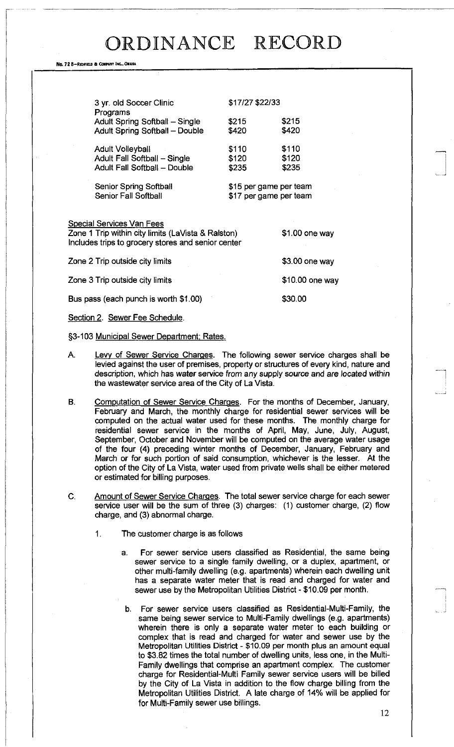# ORDINANCE RECORD

| | | |
|---|---|---|
| 3 yr. old Soccer Clinic | $17/27 $22/33 | |
| Programs | | |
| Adult Spring Softball – Single | $215 | $215 |
| Adult Spring Softball – Double | $420 | $420 |
| Adult Volleyball | $110 | $110 |
| Adult Fall Softball – Single | $120 | $120 |
| Adult Fall Softball – Double | $235 | $235 |
| Senior Spring Softball | $15 per game per team | |
| Senior Fall Softball | $17 per game per team | |

Special Services Van Fees

| | |
|---|---|
| Zone 1 Trip within city limits (LaVista & Ralston) Includes trips to grocery stores and senior center | $1.00 one way |
| Zone 2 Trip outside city limits | $3.00 one way |
| Zone 3 Trip outside city limits | $10.00 one way |
| Bus pass (each punch is worth $1.00) | $30.00 |

Section 2. Sewer Fee Schedule.

§3-103 Municipal Sewer Department; Rates.

A. Levy of Sewer Service Charges. The following sewer service charges shall be levied against the user of premises, property or structures of every kind, nature and description, which has water service from any supply source and are located within the wastewater service area of the City of La Vista.

B. Computation of Sewer Service Charges. For the months of December, January, February and March, the monthly charge for residential sewer services will be computed on the actual water used for these months. The monthly charge for residential sewer service in the months of April, May, June, July, August, September, October and November will be computed on the average water usage of the four (4) preceding winter months of December, January, February and March or for such portion of said consumption, whichever is the lesser. At the option of the City of La Vista, water used from private wells shall be either metered or estimated for billing purposes.

C. Amount of Sewer Service Charges. The total sewer service charge for each sewer service user will be the sum of three (3) charges: (1) customer charge, (2) flow charge, and (3) abnormal charge.

1. The customer charge is as follows

   a. For sewer service users classified as Residential, the same being sewer service to a single family dwelling, or a duplex, apartment, or other multi-family dwelling (e.g. apartments) wherein each dwelling unit has a separate water meter that is read and charged for water and sewer use by the Metropolitan Utilities District - $10.09 per month.

   b. For sewer service users classified as Residential-Multi-Family, the same being sewer service to Multi-Family dwellings (e.g. apartments) wherein there is only a separate water meter to each building or complex that is read and charged for water and sewer use by the Metropolitan Utilities District - $10.09 per month plus an amount equal to $3.82 times the total number of dwelling units, less one, in the Multi-Family dwellings that comprise an apartment complex. The customer charge for Residential-Multi Family sewer service users will be billed by the City of La Vista in addition to the flow charge billing from the Metropolitan Utilities District. A late charge of 14% will be applied for for Multi-Family sewer use billings.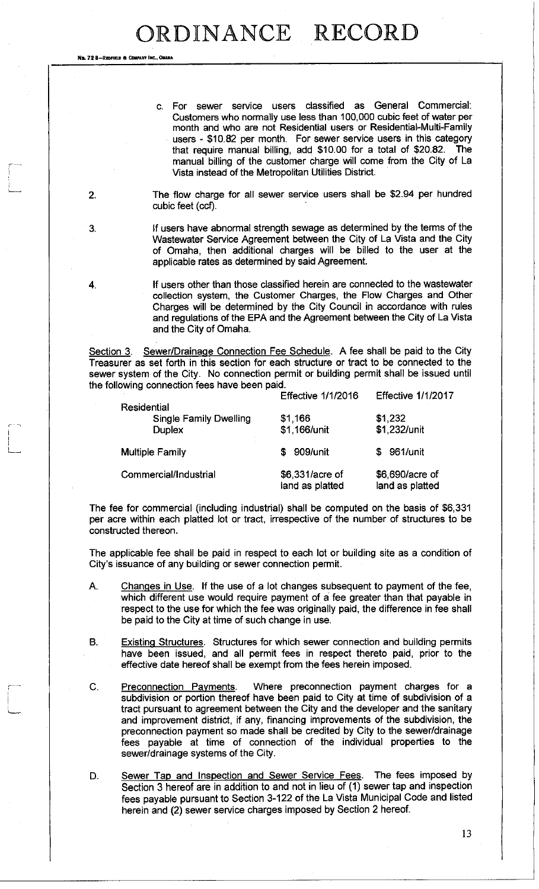c. For sewer service users classified as General Commercial: Customers who normally use less than 100,000 cubic feet of water per month and who are not Residential users or Residential-Multi-Family users - $10.82 per month. For sewer service users in this category that require manual billing, add $10.00 for a total of $20.82. The manual billing of the customer charge will come from the City of La Vista instead of the Metropolitan Utilities District.

2. The flow charge for all sewer service users shall be $2.94 per hundred cubic feet (ccf).

3. If users have abnormal strength sewage as determined by the terms of the Wastewater Service Agreement between the City of La Vista and the City of Omaha, then additional charges will be billed to the user at the applicable rates as determined by said Agreement.

4. If users other than those classified herein are connected to the wastewater collection system, the Customer Charges, the Flow Charges and Other Charges will be determined by the City Council in accordance with rules and regulations of the EPA and the Agreement between the City of La Vista and the City of Omaha.

Section 3. Sewer/Drainage Connection Fee Schedule. A fee shall be paid to the City Treasurer as set forth in this section for each structure or tract to be connected to the sewer system of the City. No connection permit or building permit shall be issued until the following connection fees have been paid.

| | Effective 1/1/2016 | Effective 1/1/2017 |
|---|---|---|
| Residential | | |
| Single Family Dwelling | $1,166 | $1,232 |
| Duplex | $1,166/unit | $1,232/unit |
| Multiple Family | $ 909/unit | $ 961/unit |
| Commercial/Industrial | $6,331/acre of land as platted | $6,690/acre of land as platted |

The fee for commercial (including industrial) shall be computed on the basis of $6,331 per acre within each platted lot or tract, irrespective of the number of structures to be constructed thereon.

The applicable fee shall be paid in respect to each lot or building site as a condition of City's issuance of any building or sewer connection permit.

A. Changes in Use. If the use of a lot changes subsequent to payment of the fee, which different use would require payment of a fee greater than that payable in respect to the use for which the fee was originally paid, the difference in fee shall be paid to the City at time of such change in use.

B. Existing Structures. Structures for which sewer connection and building permits have been issued, and all permit fees in respect thereto paid, prior to the effective date hereof shall be exempt from the fees herein imposed.

C. Preconnection Payments. Where preconnection payment charges for a subdivision or portion thereof have been paid to City at time of subdivision of a tract pursuant to agreement between the City and the developer and the sanitary and improvement district, if any, financing improvements of the subdivision, the preconnection payment so made shall be credited by City to the sewer/drainage fees payable at time of connection of the individual properties to the sewer/drainage systems of the City.

D. Sewer Tap and Inspection and Sewer Service Fees. The fees imposed by Section 3 hereof are in addition to and not in lieu of (1) sewer tap and inspection fees payable pursuant to Section 3-122 of the La Vista Municipal Code and listed herein and (2) sewer service charges imposed by Section 2 hereof.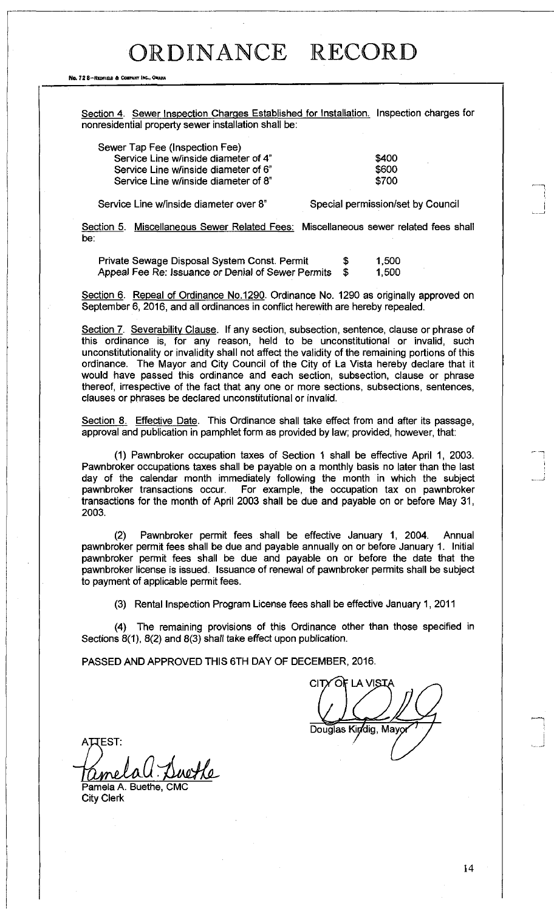# ORDINANCE RECORD

No. 72 8—REDFIELD & COMPANY INC., OMAHA

Section 4. Sewer Inspection Charges Established for Installation. Inspection charges for nonresidential property sewer installation shall be:

| | |
|---|---|
| Sewer Tap Fee (Inspection Fee) | |
| Service Line w/inside diameter of 4" | $400 |
| Service Line w/inside diameter of 6" | $600 |
| Service Line w/inside diameter of 8" | $700 |
| Service Line w/inside diameter over 8" | Special permission/set by Council |

Section 5. Miscellaneous Sewer Related Fees: Miscellaneous sewer related fees shall be:

| | |
|---|---|
| Private Sewage Disposal System Const. Permit | $ 1,500 |
| Appeal Fee Re: Issuance or Denial of Sewer Permits | $ 1,500 |

Section 6. Repeal of Ordinance No.1290. Ordinance No. 1290 as originally approved on September 6, 2016, and all ordinances in conflict herewith are hereby repealed.

Section 7. Severability Clause. If any section, subsection, sentence, clause or phrase of this ordinance is, for any reason, held to be unconstitutional or invalid, such unconstitutionality or invalidity shall not affect the validity of the remaining portions of this ordinance. The Mayor and City Council of the City of La Vista hereby declare that it would have passed this ordinance and each section, subsection, clause or phrase thereof, irrespective of the fact that any one or more sections, subsections, sentences, clauses or phrases be declared unconstitutional or invalid.

Section 8. Effective Date. This Ordinance shall take effect from and after its passage, approval and publication in pamphlet form as provided by law; provided, however, that:

(1) Pawnbroker occupation taxes of Section 1 shall be effective April 1, 2003. Pawnbroker occupations taxes shall be payable on a monthly basis no later than the last day of the calendar month immediately following the month in which the subject pawnbroker transactions occur. For example, the occupation tax on pawnbroker transactions for the month of April 2003 shall be due and payable on or before May 31, 2003.

(2) Pawnbroker permit fees shall be effective January 1, 2004. Annual pawnbroker permit fees shall be due and payable annually on or before January 1. Initial pawnbroker permit fees shall be due and payable on or before the date that the pawnbroker license is issued. Issuance of renewal of pawnbroker permits shall be subject to payment of applicable permit fees.

(3) Rental Inspection Program License fees shall be effective January 1, 2011

(4) The remaining provisions of this Ordinance other than those specified in Sections 8(1), 8(2) and 8(3) shall take effect upon publication.

PASSED AND APPROVED THIS 6TH DAY OF DECEMBER, 2016.

CITY OF LA VISTA

Douglas Kindig, Mayor

ATTEST:

Pamela A. Buethe, CMC
City Clerk